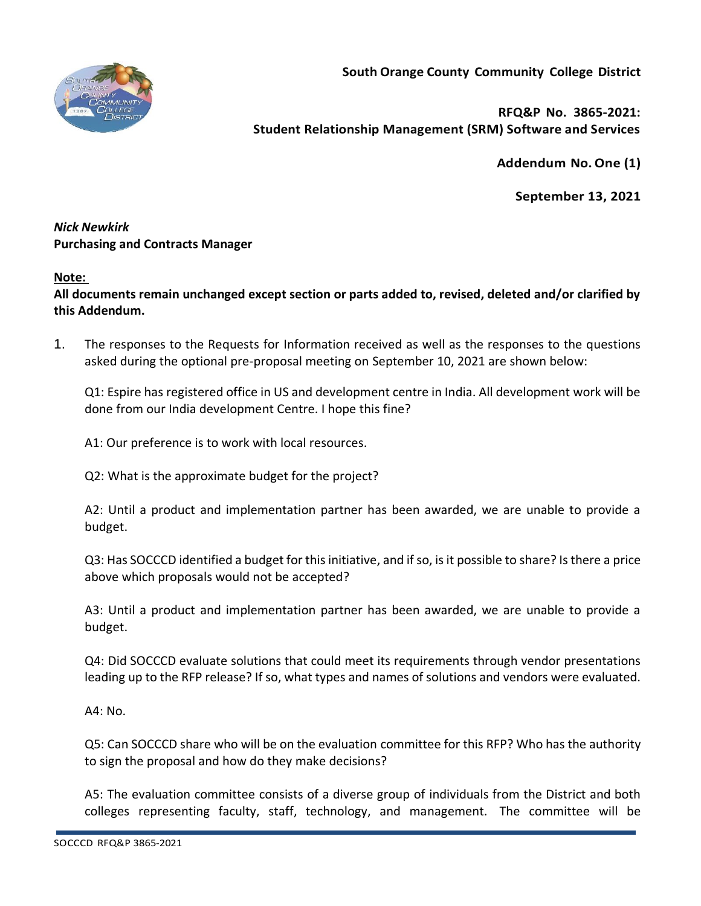**South Orange County Community College District**

**RFQ&P No. 3865-2021:**
**Student Relationship Management (SRM) Software and Services**

**Addendum No. One (1)**

**September 13, 2021**

***Nick Newkirk***
**Purchasing and Contracts Manager**

**Note:**
**All documents remain unchanged except section or parts added to, revised, deleted and/or clarified by this Addendum.**

1. The responses to the Requests for Information received as well as the responses to the questions asked during the optional pre-proposal meeting on September 10, 2021 are shown below:

   Q1: Espire has registered office in US and development centre in India. All development work will be done from our India development Centre. I hope this fine?

   A1: Our preference is to work with local resources.

   Q2: What is the approximate budget for the project?

   A2: Until a product and implementation partner has been awarded, we are unable to provide a budget.

   Q3: Has SOCCCD identified a budget for this initiative, and if so, is it possible to share? Is there a price above which proposals would not be accepted?

   A3: Until a product and implementation partner has been awarded, we are unable to provide a budget.

   Q4: Did SOCCCD evaluate solutions that could meet its requirements through vendor presentations leading up to the RFP release? If so, what types and names of solutions and vendors were evaluated.

   A4: No.

   Q5: Can SOCCCD share who will be on the evaluation committee for this RFP? Who has the authority to sign the proposal and how do they make decisions?

   A5: The evaluation committee consists of a diverse group of individuals from the District and both colleges representing faculty, staff, technology, and management. The committee will be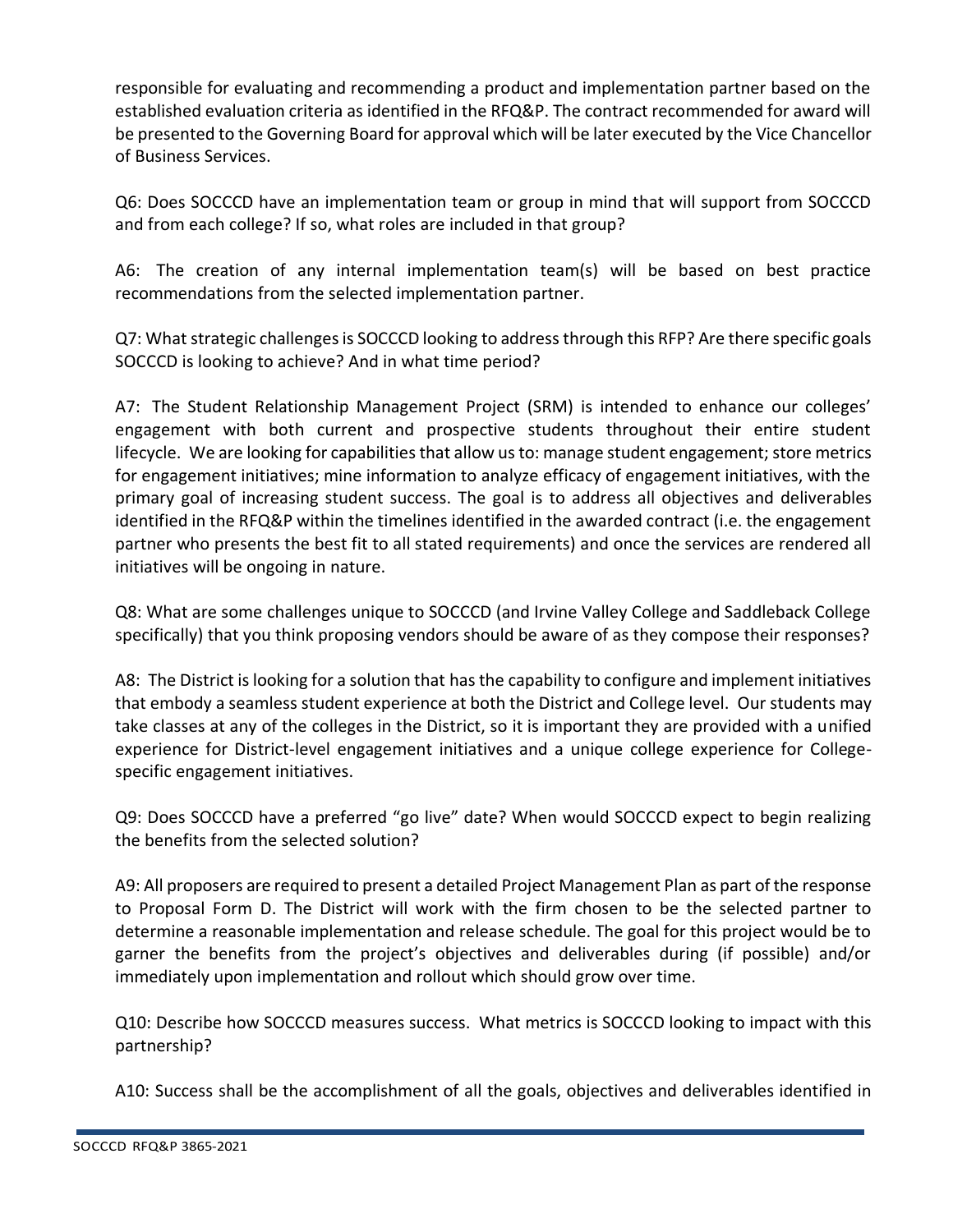responsible for evaluating and recommending a product and implementation partner based on the established evaluation criteria as identified in the RFQ&P. The contract recommended for award will be presented to the Governing Board for approval which will be later executed by the Vice Chancellor of Business Services.

Q6: Does SOCCCD have an implementation team or group in mind that will support from SOCCCD and from each college? If so, what roles are included in that group?

A6: The creation of any internal implementation team(s) will be based on best practice recommendations from the selected implementation partner.

Q7: What strategic challenges is SOCCCD looking to address through this RFP? Are there specific goals SOCCCD is looking to achieve? And in what time period?

A7: The Student Relationship Management Project (SRM) is intended to enhance our colleges' engagement with both current and prospective students throughout their entire student lifecycle. We are looking for capabilities that allow us to: manage student engagement; store metrics for engagement initiatives; mine information to analyze efficacy of engagement initiatives, with the primary goal of increasing student success. The goal is to address all objectives and deliverables identified in the RFQ&P within the timelines identified in the awarded contract (i.e. the engagement partner who presents the best fit to all stated requirements) and once the services are rendered all initiatives will be ongoing in nature.

Q8: What are some challenges unique to SOCCCD (and Irvine Valley College and Saddleback College specifically) that you think proposing vendors should be aware of as they compose their responses?

A8: The District is looking for a solution that has the capability to configure and implement initiatives that embody a seamless student experience at both the District and College level. Our students may take classes at any of the colleges in the District, so it is important they are provided with a unified experience for District-level engagement initiatives and a unique college experience for College-specific engagement initiatives.

Q9: Does SOCCCD have a preferred "go live" date? When would SOCCCD expect to begin realizing the benefits from the selected solution?

A9: All proposers are required to present a detailed Project Management Plan as part of the response to Proposal Form D. The District will work with the firm chosen to be the selected partner to determine a reasonable implementation and release schedule. The goal for this project would be to garner the benefits from the project's objectives and deliverables during (if possible) and/or immediately upon implementation and rollout which should grow over time.

Q10: Describe how SOCCCD measures success. What metrics is SOCCCD looking to impact with this partnership?

A10: Success shall be the accomplishment of all the goals, objectives and deliverables identified in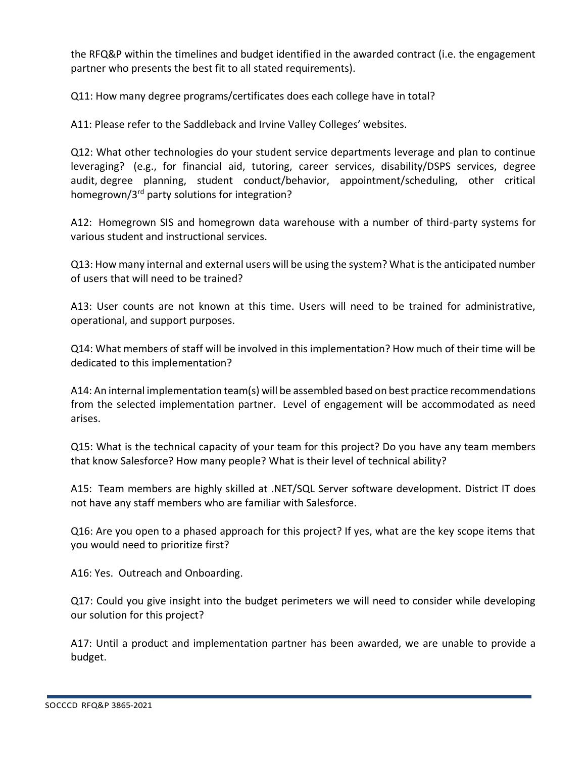the RFQ&P within the timelines and budget identified in the awarded contract (i.e. the engagement partner who presents the best fit to all stated requirements).

Q11: How many degree programs/certificates does each college have in total?

A11: Please refer to the Saddleback and Irvine Valley Colleges' websites.

Q12: What other technologies do your student service departments leverage and plan to continue leveraging? (e.g., for financial aid, tutoring, career services, disability/DSPS services, degree audit, degree planning, student conduct/behavior, appointment/scheduling, other critical homegrown/3rd party solutions for integration?

A12: Homegrown SIS and homegrown data warehouse with a number of third-party systems for various student and instructional services.

Q13: How many internal and external users will be using the system? What is the anticipated number of users that will need to be trained?

A13: User counts are not known at this time. Users will need to be trained for administrative, operational, and support purposes.

Q14: What members of staff will be involved in this implementation? How much of their time will be dedicated to this implementation?

A14: An internal implementation team(s) will be assembled based on best practice recommendations from the selected implementation partner. Level of engagement will be accommodated as need arises.

Q15: What is the technical capacity of your team for this project? Do you have any team members that know Salesforce? How many people? What is their level of technical ability?

A15: Team members are highly skilled at .NET/SQL Server software development. District IT does not have any staff members who are familiar with Salesforce.

Q16: Are you open to a phased approach for this project? If yes, what are the key scope items that you would need to prioritize first?

A16: Yes. Outreach and Onboarding.

Q17: Could you give insight into the budget perimeters we will need to consider while developing our solution for this project?

A17: Until a product and implementation partner has been awarded, we are unable to provide a budget.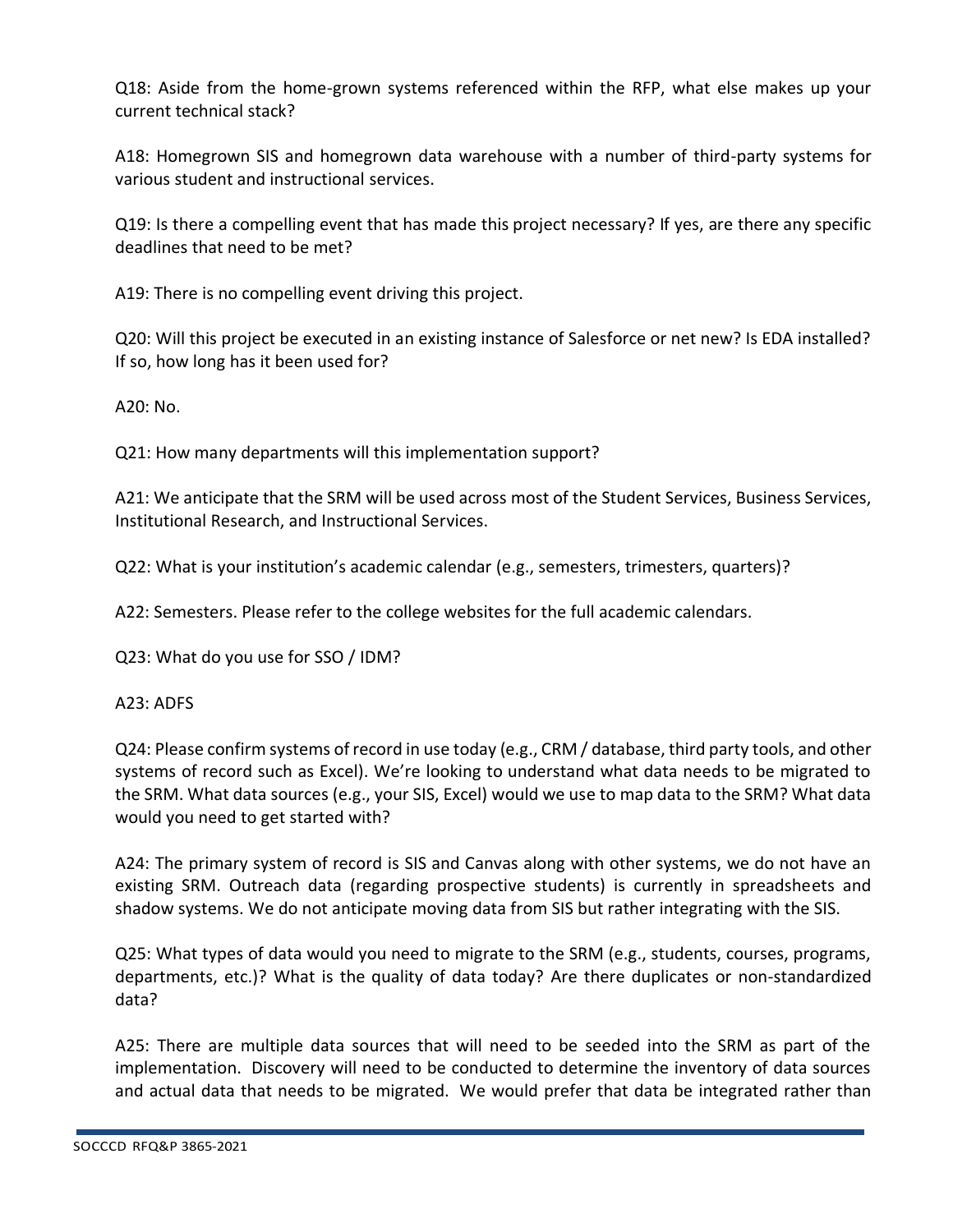Q18: Aside from the home-grown systems referenced within the RFP, what else makes up your current technical stack?

A18: Homegrown SIS and homegrown data warehouse with a number of third-party systems for various student and instructional services.

Q19: Is there a compelling event that has made this project necessary? If yes, are there any specific deadlines that need to be met?

A19: There is no compelling event driving this project.

Q20: Will this project be executed in an existing instance of Salesforce or net new? Is EDA installed? If so, how long has it been used for?

A20: No.

Q21: How many departments will this implementation support?

A21: We anticipate that the SRM will be used across most of the Student Services, Business Services, Institutional Research, and Instructional Services.

Q22: What is your institution's academic calendar (e.g., semesters, trimesters, quarters)?

A22: Semesters. Please refer to the college websites for the full academic calendars.

Q23: What do you use for SSO / IDM?

A23: ADFS

Q24: Please confirm systems of record in use today (e.g., CRM / database, third party tools, and other systems of record such as Excel). We're looking to understand what data needs to be migrated to the SRM. What data sources (e.g., your SIS, Excel) would we use to map data to the SRM? What data would you need to get started with?

A24: The primary system of record is SIS and Canvas along with other systems, we do not have an existing SRM. Outreach data (regarding prospective students) is currently in spreadsheets and shadow systems. We do not anticipate moving data from SIS but rather integrating with the SIS.

Q25: What types of data would you need to migrate to the SRM (e.g., students, courses, programs, departments, etc.)? What is the quality of data today? Are there duplicates or non-standardized data?

A25: There are multiple data sources that will need to be seeded into the SRM as part of the implementation. Discovery will need to be conducted to determine the inventory of data sources and actual data that needs to be migrated. We would prefer that data be integrated rather than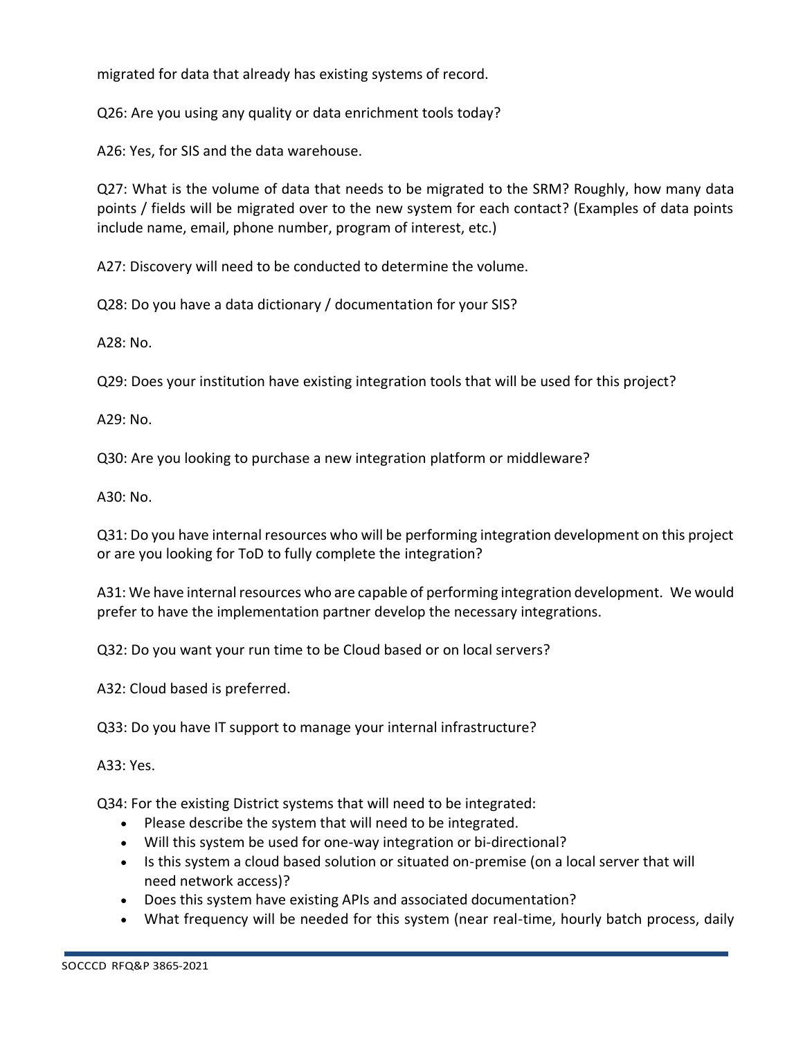migrated for data that already has existing systems of record.

Q26: Are you using any quality or data enrichment tools today?

A26: Yes, for SIS and the data warehouse.

Q27: What is the volume of data that needs to be migrated to the SRM? Roughly, how many data points / fields will be migrated over to the new system for each contact? (Examples of data points include name, email, phone number, program of interest, etc.)

A27: Discovery will need to be conducted to determine the volume.

Q28: Do you have a data dictionary / documentation for your SIS?

A28: No.

Q29: Does your institution have existing integration tools that will be used for this project?

A29: No.

Q30: Are you looking to purchase a new integration platform or middleware?

A30: No.

Q31: Do you have internal resources who will be performing integration development on this project or are you looking for ToD to fully complete the integration?

A31: We have internal resources who are capable of performing integration development. We would prefer to have the implementation partner develop the necessary integrations.

Q32: Do you want your run time to be Cloud based or on local servers?

A32: Cloud based is preferred.

Q33: Do you have IT support to manage your internal infrastructure?

A33: Yes.

Q34: For the existing District systems that will need to be integrated:

- Please describe the system that will need to be integrated.
- Will this system be used for one-way integration or bi-directional?
- Is this system a cloud based solution or situated on-premise (on a local server that will need network access)?
- Does this system have existing APIs and associated documentation?
- What frequency will be needed for this system (near real-time, hourly batch process, daily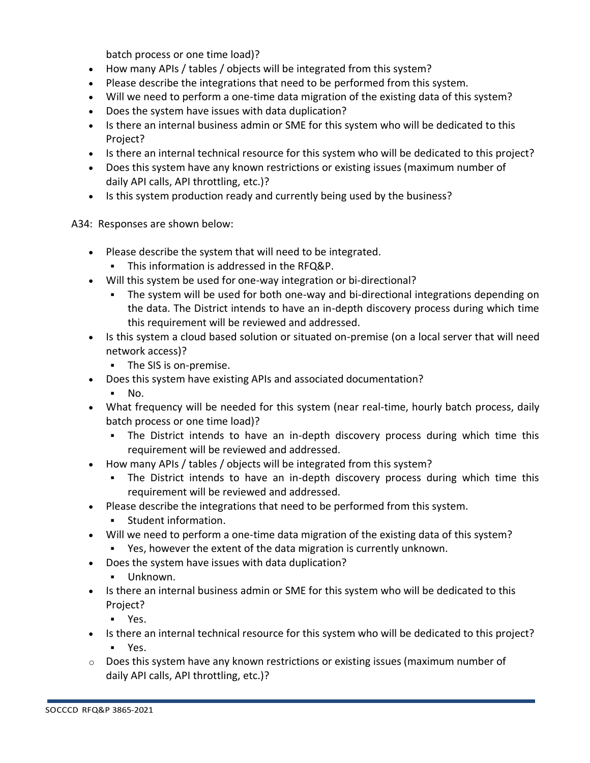batch process or one time load)?

- How many APIs / tables / objects will be integrated from this system?
- Please describe the integrations that need to be performed from this system.
- Will we need to perform a one-time data migration of the existing data of this system?
- Does the system have issues with data duplication?
- Is there an internal business admin or SME for this system who will be dedicated to this Project?
- Is there an internal technical resource for this system who will be dedicated to this project?
- Does this system have any known restrictions or existing issues (maximum number of daily API calls, API throttling, etc.)?
- Is this system production ready and currently being used by the business?

A34: Responses are shown below:

- Please describe the system that will need to be integrated.
  - This information is addressed in the RFQ&P.
- Will this system be used for one-way integration or bi-directional?
  - The system will be used for both one-way and bi-directional integrations depending on the data. The District intends to have an in-depth discovery process during which time this requirement will be reviewed and addressed.
- Is this system a cloud based solution or situated on-premise (on a local server that will need network access)?
  - The SIS is on-premise.
- Does this system have existing APIs and associated documentation?
  - No.
- What frequency will be needed for this system (near real-time, hourly batch process, daily batch process or one time load)?
  - The District intends to have an in-depth discovery process during which time this requirement will be reviewed and addressed.
- How many APIs / tables / objects will be integrated from this system?
  - The District intends to have an in-depth discovery process during which time this requirement will be reviewed and addressed.
- Please describe the integrations that need to be performed from this system.
  - Student information.
- Will we need to perform a one-time data migration of the existing data of this system?
  - Yes, however the extent of the data migration is currently unknown.
- Does the system have issues with data duplication?
  - Unknown.
- Is there an internal business admin or SME for this system who will be dedicated to this Project?
  - Yes.
- Is there an internal technical resource for this system who will be dedicated to this project?
  - Yes.
- Does this system have any known restrictions or existing issues (maximum number of daily API calls, API throttling, etc.)?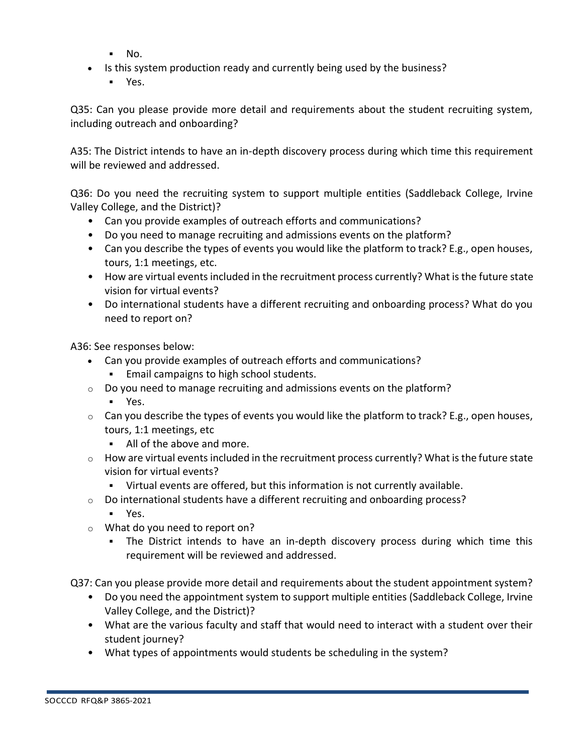- No.
- Is this system production ready and currently being used by the business?
    - Yes.

Q35: Can you please provide more detail and requirements about the student recruiting system, including outreach and onboarding?

A35: The District intends to have an in-depth discovery process during which time this requirement will be reviewed and addressed.

Q36: Do you need the recruiting system to support multiple entities (Saddleback College, Irvine Valley College, and the District)?

- Can you provide examples of outreach efforts and communications?
- Do you need to manage recruiting and admissions events on the platform?
- Can you describe the types of events you would like the platform to track? E.g., open houses, tours, 1:1 meetings, etc.
- How are virtual events included in the recruitment process currently? What is the future state vision for virtual events?
- Do international students have a different recruiting and onboarding process? What do you need to report on?

A36: See responses below:

- Can you provide examples of outreach efforts and communications?
    - Email campaigns to high school students.
- Do you need to manage recruiting and admissions events on the platform?
    - Yes.
- Can you describe the types of events you would like the platform to track? E.g., open houses, tours, 1:1 meetings, etc
    - All of the above and more.
- How are virtual events included in the recruitment process currently? What is the future state vision for virtual events?
    - Virtual events are offered, but this information is not currently available.
- Do international students have a different recruiting and onboarding process?
    - Yes.
- What do you need to report on?
    - The District intends to have an in-depth discovery process during which time this requirement will be reviewed and addressed.

Q37: Can you please provide more detail and requirements about the student appointment system?

- Do you need the appointment system to support multiple entities (Saddleback College, Irvine Valley College, and the District)?
- What are the various faculty and staff that would need to interact with a student over their student journey?
- What types of appointments would students be scheduling in the system?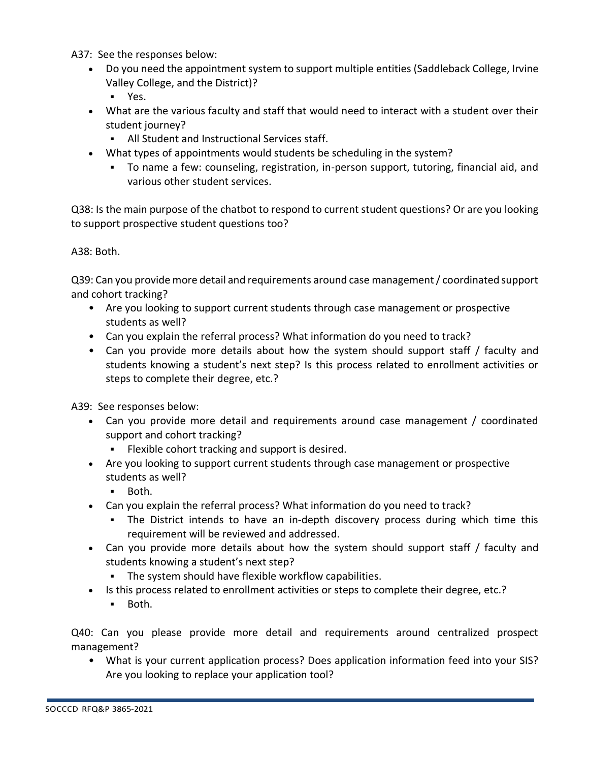A37: See the responses below:

- Do you need the appointment system to support multiple entities (Saddleback College, Irvine Valley College, and the District)?
  - Yes.
- What are the various faculty and staff that would need to interact with a student over their student journey?
  - All Student and Instructional Services staff.
- What types of appointments would students be scheduling in the system?
  - To name a few: counseling, registration, in-person support, tutoring, financial aid, and various other student services.

Q38: Is the main purpose of the chatbot to respond to current student questions? Or are you looking to support prospective student questions too?

A38: Both.

Q39: Can you provide more detail and requirements around case management / coordinated support and cohort tracking?

- Are you looking to support current students through case management or prospective students as well?
- Can you explain the referral process? What information do you need to track?
- Can you provide more details about how the system should support staff / faculty and students knowing a student's next step? Is this process related to enrollment activities or steps to complete their degree, etc.?

A39: See responses below:

- Can you provide more detail and requirements around case management / coordinated support and cohort tracking?
  - Flexible cohort tracking and support is desired.
- Are you looking to support current students through case management or prospective students as well?
  - Both.
- Can you explain the referral process? What information do you need to track?
  - The District intends to have an in-depth discovery process during which time this requirement will be reviewed and addressed.
- Can you provide more details about how the system should support staff / faculty and students knowing a student's next step?
  - The system should have flexible workflow capabilities.
- Is this process related to enrollment activities or steps to complete their degree, etc.?
  - Both.

Q40: Can you please provide more detail and requirements around centralized prospect management?

- What is your current application process? Does application information feed into your SIS? Are you looking to replace your application tool?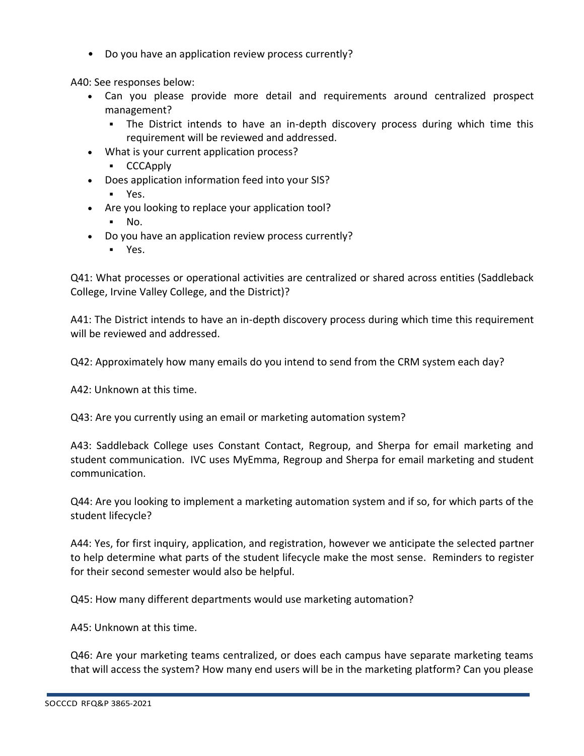- Do you have an application review process currently?

A40: See responses below:

- Can you please provide more detail and requirements around centralized prospect management?
  - The District intends to have an in-depth discovery process during which time this requirement will be reviewed and addressed.
- What is your current application process?
  - CCCApply
- Does application information feed into your SIS?
  - Yes.
- Are you looking to replace your application tool?
  - No.
- Do you have an application review process currently?
  - Yes.

Q41: What processes or operational activities are centralized or shared across entities (Saddleback College, Irvine Valley College, and the District)?

A41: The District intends to have an in-depth discovery process during which time this requirement will be reviewed and addressed.

Q42: Approximately how many emails do you intend to send from the CRM system each day?

A42: Unknown at this time.

Q43: Are you currently using an email or marketing automation system?

A43: Saddleback College uses Constant Contact, Regroup, and Sherpa for email marketing and student communication. IVC uses MyEmma, Regroup and Sherpa for email marketing and student communication.

Q44: Are you looking to implement a marketing automation system and if so, for which parts of the student lifecycle?

A44: Yes, for first inquiry, application, and registration, however we anticipate the selected partner to help determine what parts of the student lifecycle make the most sense. Reminders to register for their second semester would also be helpful.

Q45: How many different departments would use marketing automation?

A45: Unknown at this time.

Q46: Are your marketing teams centralized, or does each campus have separate marketing teams that will access the system? How many end users will be in the marketing platform? Can you please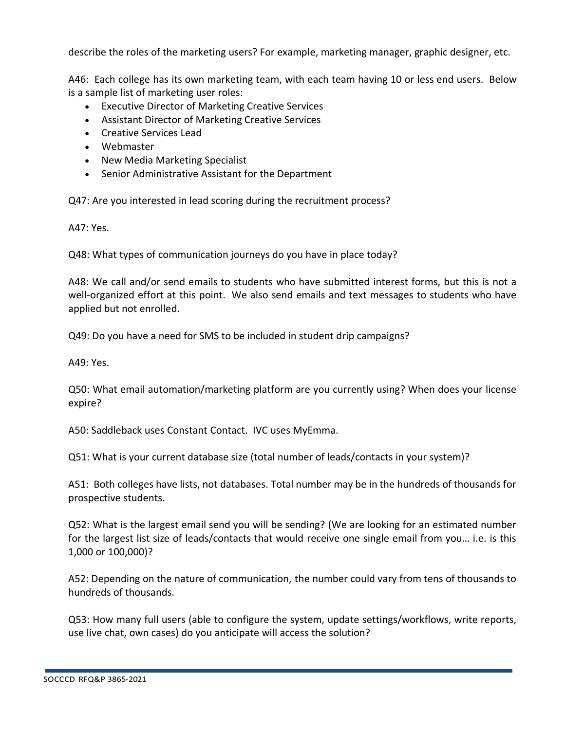describe the roles of the marketing users? For example, marketing manager, graphic designer, etc.

A46: Each college has its own marketing team, with each team having 10 or less end users. Below is a sample list of marketing user roles:

- Executive Director of Marketing Creative Services
- Assistant Director of Marketing Creative Services
- Creative Services Lead
- Webmaster
- New Media Marketing Specialist
- Senior Administrative Assistant for the Department

Q47: Are you interested in lead scoring during the recruitment process?

A47: Yes.

Q48: What types of communication journeys do you have in place today?

A48: We call and/or send emails to students who have submitted interest forms, but this is not a well-organized effort at this point. We also send emails and text messages to students who have applied but not enrolled.

Q49: Do you have a need for SMS to be included in student drip campaigns?

A49: Yes.

Q50: What email automation/marketing platform are you currently using? When does your license expire?

A50: Saddleback uses Constant Contact. IVC uses MyEmma.

Q51: What is your current database size (total number of leads/contacts in your system)?

A51: Both colleges have lists, not databases. Total number may be in the hundreds of thousands for prospective students.

Q52: What is the largest email send you will be sending? (We are looking for an estimated number for the largest list size of leads/contacts that would receive one single email from you… i.e. is this 1,000 or 100,000)?

A52: Depending on the nature of communication, the number could vary from tens of thousands to hundreds of thousands.

Q53: How many full users (able to configure the system, update settings/workflows, write reports, use live chat, own cases) do you anticipate will access the solution?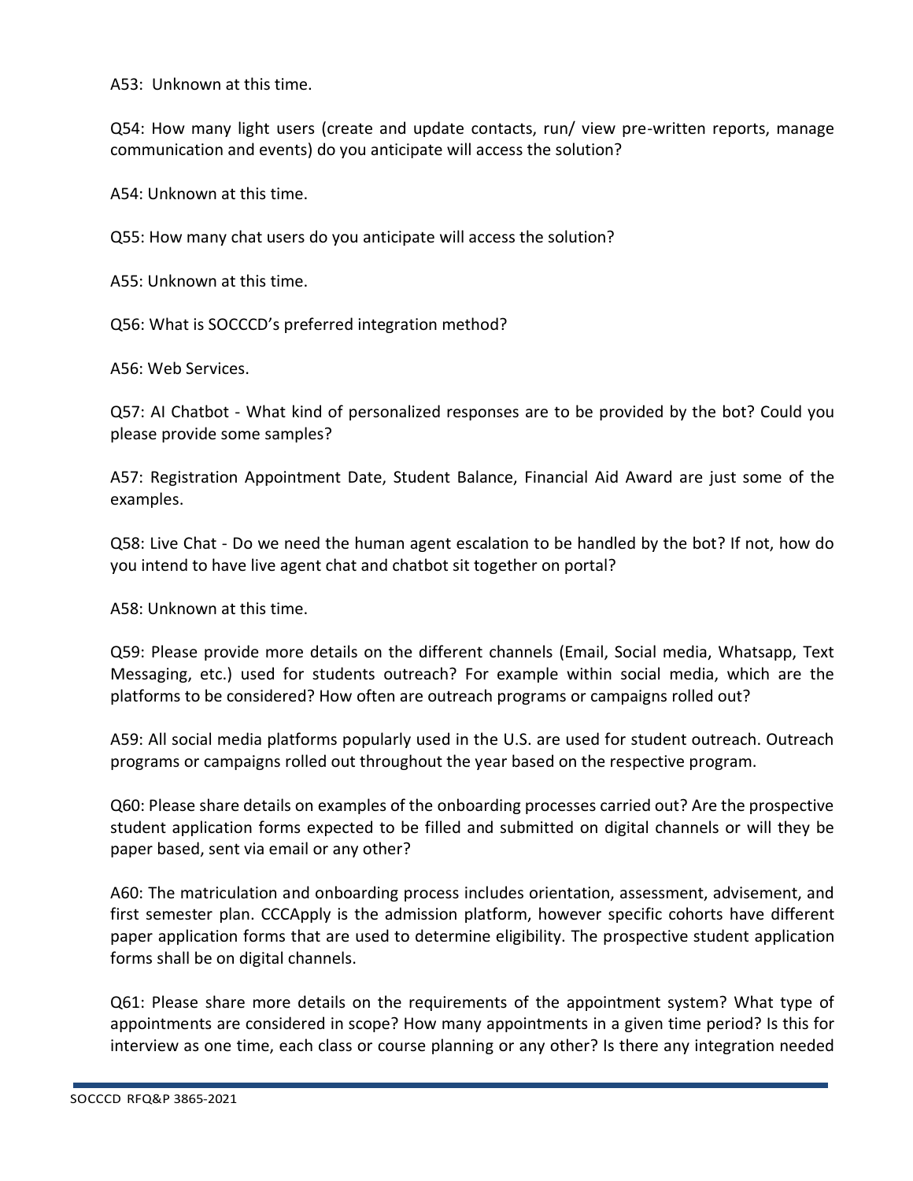A53: Unknown at this time.

Q54: How many light users (create and update contacts, run/ view pre-written reports, manage communication and events) do you anticipate will access the solution?

A54: Unknown at this time.

Q55: How many chat users do you anticipate will access the solution?

A55: Unknown at this time.

Q56: What is SOCCCD's preferred integration method?

A56: Web Services.

Q57: AI Chatbot - What kind of personalized responses are to be provided by the bot? Could you please provide some samples?

A57: Registration Appointment Date, Student Balance, Financial Aid Award are just some of the examples.

Q58: Live Chat - Do we need the human agent escalation to be handled by the bot? If not, how do you intend to have live agent chat and chatbot sit together on portal?

A58: Unknown at this time.

Q59: Please provide more details on the different channels (Email, Social media, Whatsapp, Text Messaging, etc.) used for students outreach? For example within social media, which are the platforms to be considered? How often are outreach programs or campaigns rolled out?

A59: All social media platforms popularly used in the U.S. are used for student outreach. Outreach programs or campaigns rolled out throughout the year based on the respective program.

Q60: Please share details on examples of the onboarding processes carried out? Are the prospective student application forms expected to be filled and submitted on digital channels or will they be paper based, sent via email or any other?

A60: The matriculation and onboarding process includes orientation, assessment, advisement, and first semester plan. CCCApply is the admission platform, however specific cohorts have different paper application forms that are used to determine eligibility. The prospective student application forms shall be on digital channels.

Q61: Please share more details on the requirements of the appointment system? What type of appointments are considered in scope? How many appointments in a given time period? Is this for interview as one time, each class or course planning or any other? Is there any integration needed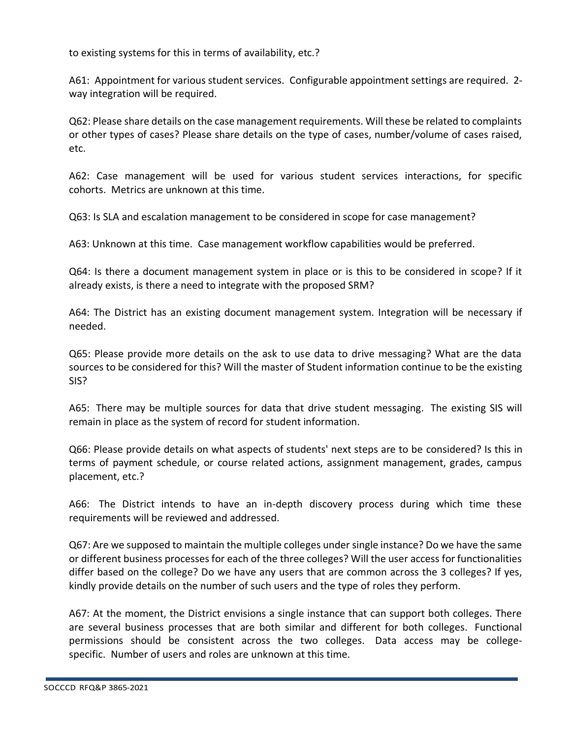to existing systems for this in terms of availability, etc.?

A61: Appointment for various student services. Configurable appointment settings are required. 2-way integration will be required.

Q62: Please share details on the case management requirements. Will these be related to complaints or other types of cases? Please share details on the type of cases, number/volume of cases raised, etc.

A62: Case management will be used for various student services interactions, for specific cohorts. Metrics are unknown at this time.

Q63: Is SLA and escalation management to be considered in scope for case management?

A63: Unknown at this time. Case management workflow capabilities would be preferred.

Q64: Is there a document management system in place or is this to be considered in scope? If it already exists, is there a need to integrate with the proposed SRM?

A64: The District has an existing document management system. Integration will be necessary if needed.

Q65: Please provide more details on the ask to use data to drive messaging? What are the data sources to be considered for this? Will the master of Student information continue to be the existing SIS?

A65: There may be multiple sources for data that drive student messaging. The existing SIS will remain in place as the system of record for student information.

Q66: Please provide details on what aspects of students' next steps are to be considered? Is this in terms of payment schedule, or course related actions, assignment management, grades, campus placement, etc.?

A66: The District intends to have an in-depth discovery process during which time these requirements will be reviewed and addressed.

Q67: Are we supposed to maintain the multiple colleges under single instance? Do we have the same or different business processes for each of the three colleges? Will the user access for functionalities differ based on the college? Do we have any users that are common across the 3 colleges? If yes, kindly provide details on the number of such users and the type of roles they perform.

A67: At the moment, the District envisions a single instance that can support both colleges. There are several business processes that are both similar and different for both colleges. Functional permissions should be consistent across the two colleges. Data access may be college-specific. Number of users and roles are unknown at this time.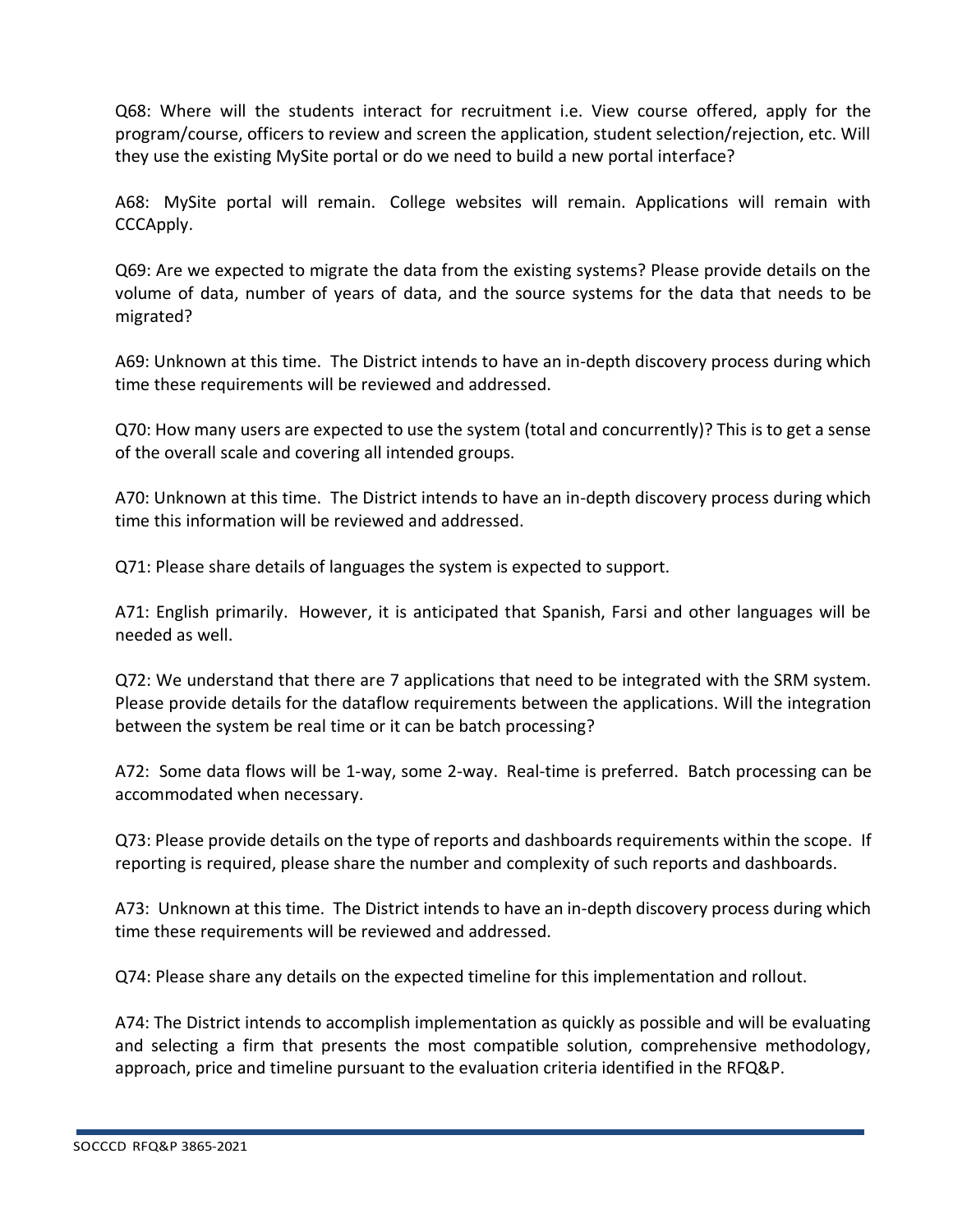Q68: Where will the students interact for recruitment i.e. View course offered, apply for the program/course, officers to review and screen the application, student selection/rejection, etc. Will they use the existing MySite portal or do we need to build a new portal interface?

A68: MySite portal will remain. College websites will remain. Applications will remain with CCCApply.

Q69: Are we expected to migrate the data from the existing systems? Please provide details on the volume of data, number of years of data, and the source systems for the data that needs to be migrated?

A69: Unknown at this time. The District intends to have an in-depth discovery process during which time these requirements will be reviewed and addressed.

Q70: How many users are expected to use the system (total and concurrently)? This is to get a sense of the overall scale and covering all intended groups.

A70: Unknown at this time. The District intends to have an in-depth discovery process during which time this information will be reviewed and addressed.

Q71: Please share details of languages the system is expected to support.

A71: English primarily. However, it is anticipated that Spanish, Farsi and other languages will be needed as well.

Q72: We understand that there are 7 applications that need to be integrated with the SRM system. Please provide details for the dataflow requirements between the applications. Will the integration between the system be real time or it can be batch processing?

A72: Some data flows will be 1-way, some 2-way. Real-time is preferred. Batch processing can be accommodated when necessary.

Q73: Please provide details on the type of reports and dashboards requirements within the scope. If reporting is required, please share the number and complexity of such reports and dashboards.

A73: Unknown at this time. The District intends to have an in-depth discovery process during which time these requirements will be reviewed and addressed.

Q74: Please share any details on the expected timeline for this implementation and rollout.

A74: The District intends to accomplish implementation as quickly as possible and will be evaluating and selecting a firm that presents the most compatible solution, comprehensive methodology, approach, price and timeline pursuant to the evaluation criteria identified in the RFQ&P.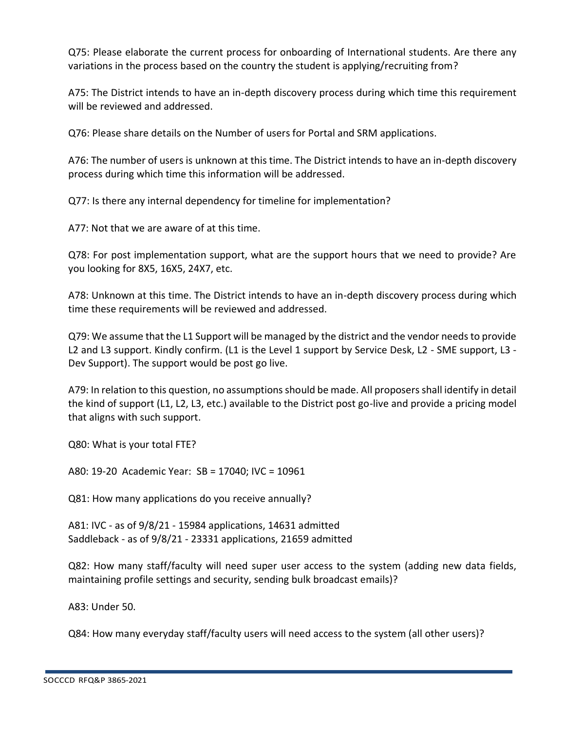Q75: Please elaborate the current process for onboarding of International students. Are there any variations in the process based on the country the student is applying/recruiting from?

A75: The District intends to have an in-depth discovery process during which time this requirement will be reviewed and addressed.

Q76: Please share details on the Number of users for Portal and SRM applications.

A76: The number of users is unknown at this time. The District intends to have an in-depth discovery process during which time this information will be addressed.

Q77: Is there any internal dependency for timeline for implementation?

A77: Not that we are aware of at this time.

Q78: For post implementation support, what are the support hours that we need to provide? Are you looking for 8X5, 16X5, 24X7, etc.

A78: Unknown at this time. The District intends to have an in-depth discovery process during which time these requirements will be reviewed and addressed.

Q79: We assume that the L1 Support will be managed by the district and the vendor needs to provide L2 and L3 support. Kindly confirm. (L1 is the Level 1 support by Service Desk, L2 - SME support, L3 - Dev Support). The support would be post go live.

A79: In relation to this question, no assumptions should be made. All proposers shall identify in detail the kind of support (L1, L2, L3, etc.) available to the District post go-live and provide a pricing model that aligns with such support.

Q80: What is your total FTE?

A80: 19-20 Academic Year: SB = 17040; IVC = 10961

Q81: How many applications do you receive annually?

A81: IVC - as of 9/8/21 - 15984 applications, 14631 admitted
Saddleback - as of 9/8/21 - 23331 applications, 21659 admitted

Q82: How many staff/faculty will need super user access to the system (adding new data fields, maintaining profile settings and security, sending bulk broadcast emails)?

A83: Under 50.

Q84: How many everyday staff/faculty users will need access to the system (all other users)?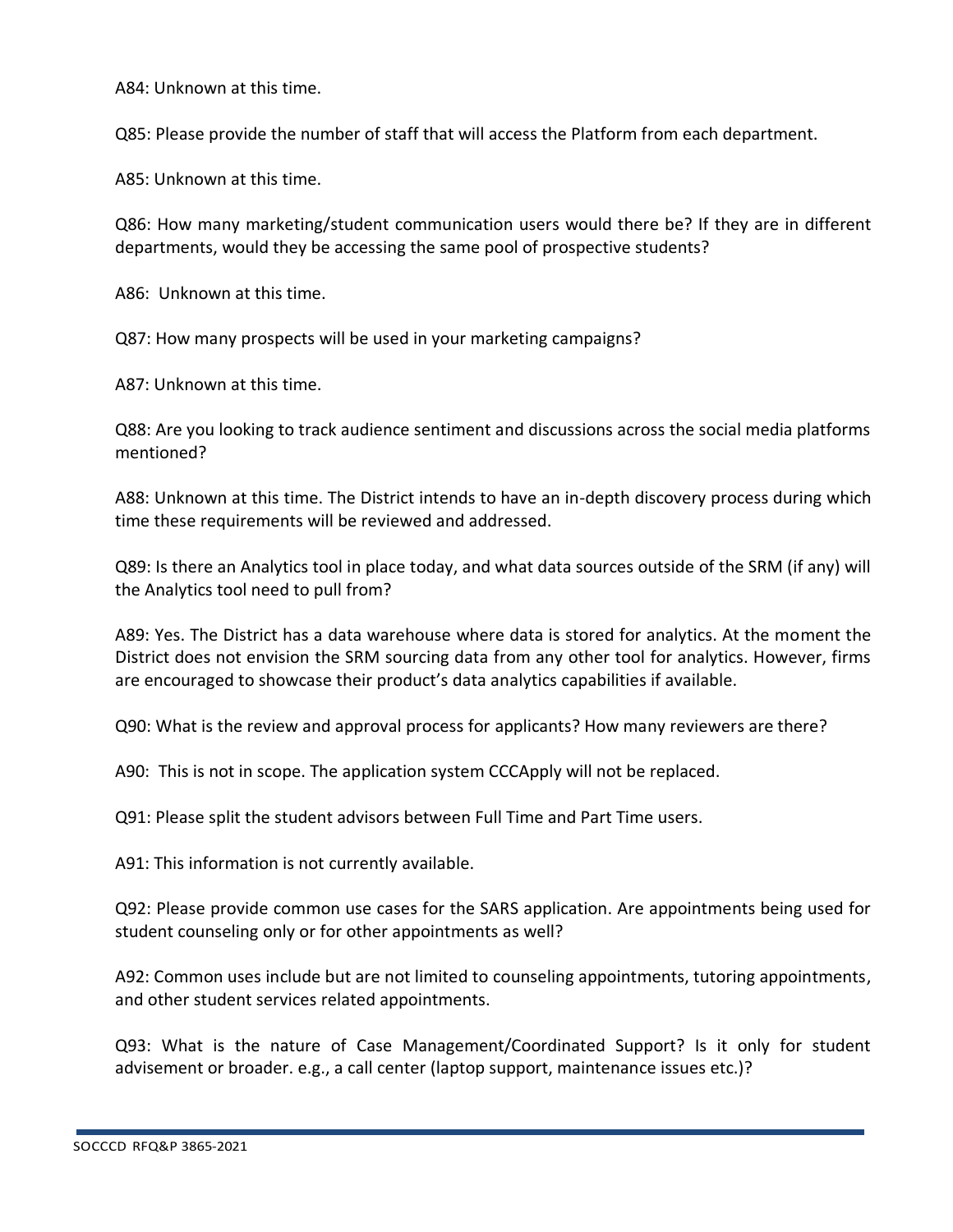A84: Unknown at this time.

Q85: Please provide the number of staff that will access the Platform from each department.

A85: Unknown at this time.

Q86: How many marketing/student communication users would there be? If they are in different departments, would they be accessing the same pool of prospective students?

A86: Unknown at this time.

Q87: How many prospects will be used in your marketing campaigns?

A87: Unknown at this time.

Q88: Are you looking to track audience sentiment and discussions across the social media platforms mentioned?

A88: Unknown at this time. The District intends to have an in-depth discovery process during which time these requirements will be reviewed and addressed.

Q89: Is there an Analytics tool in place today, and what data sources outside of the SRM (if any) will the Analytics tool need to pull from?

A89: Yes. The District has a data warehouse where data is stored for analytics. At the moment the District does not envision the SRM sourcing data from any other tool for analytics. However, firms are encouraged to showcase their product's data analytics capabilities if available.

Q90: What is the review and approval process for applicants? How many reviewers are there?

A90: This is not in scope. The application system CCCApply will not be replaced.

Q91: Please split the student advisors between Full Time and Part Time users.

A91: This information is not currently available.

Q92: Please provide common use cases for the SARS application. Are appointments being used for student counseling only or for other appointments as well?

A92: Common uses include but are not limited to counseling appointments, tutoring appointments, and other student services related appointments.

Q93: What is the nature of Case Management/Coordinated Support? Is it only for student advisement or broader. e.g., a call center (laptop support, maintenance issues etc.)?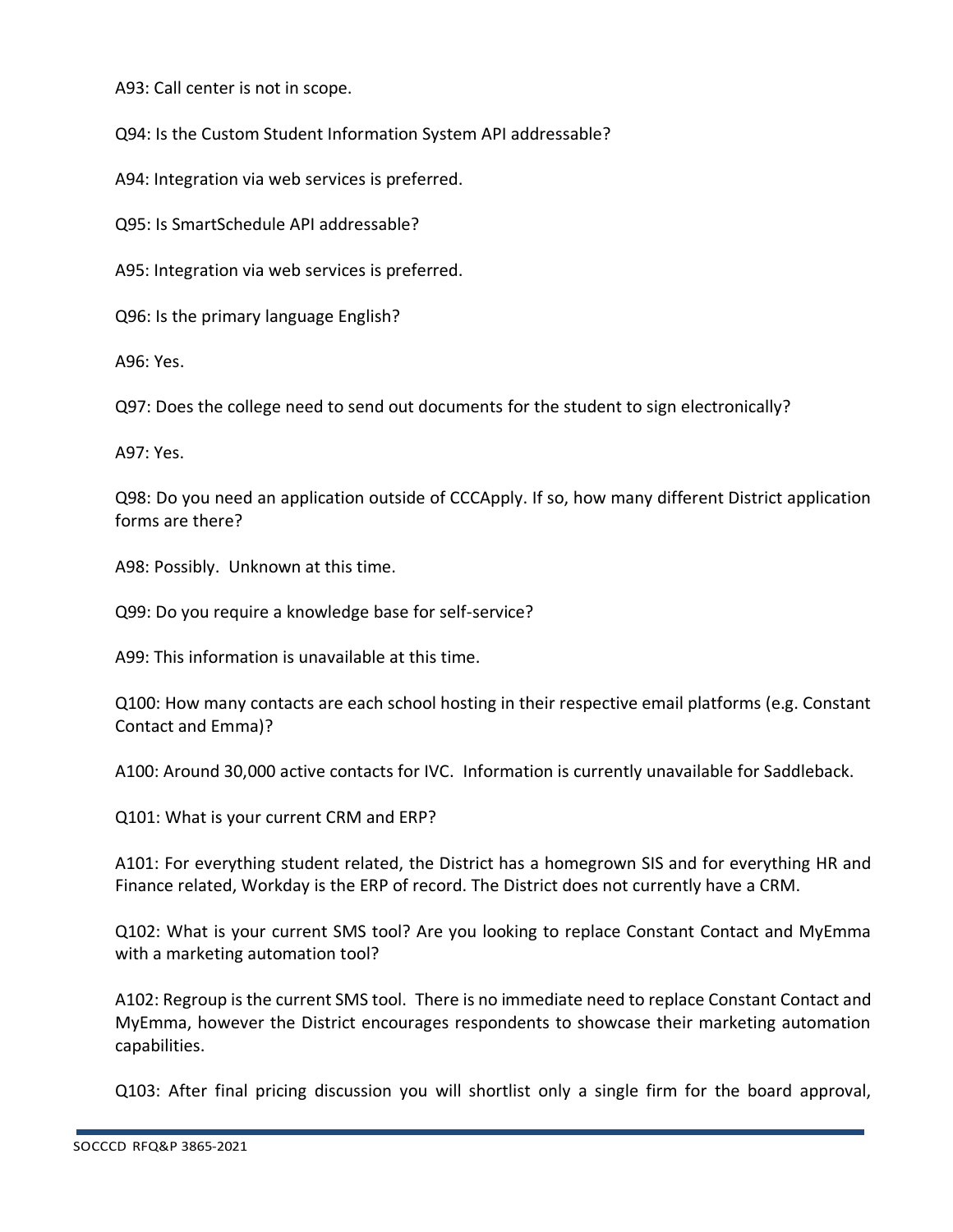A93: Call center is not in scope.

Q94: Is the Custom Student Information System API addressable?

A94: Integration via web services is preferred.

Q95: Is SmartSchedule API addressable?

A95: Integration via web services is preferred.

Q96: Is the primary language English?

A96: Yes.

Q97: Does the college need to send out documents for the student to sign electronically?

A97: Yes.

Q98: Do you need an application outside of CCCApply. If so, how many different District application forms are there?

A98: Possibly. Unknown at this time.

Q99: Do you require a knowledge base for self-service?

A99: This information is unavailable at this time.

Q100: How many contacts are each school hosting in their respective email platforms (e.g. Constant Contact and Emma)?

A100: Around 30,000 active contacts for IVC. Information is currently unavailable for Saddleback.

Q101: What is your current CRM and ERP?

A101: For everything student related, the District has a homegrown SIS and for everything HR and Finance related, Workday is the ERP of record. The District does not currently have a CRM.

Q102: What is your current SMS tool? Are you looking to replace Constant Contact and MyEmma with a marketing automation tool?

A102: Regroup is the current SMS tool. There is no immediate need to replace Constant Contact and MyEmma, however the District encourages respondents to showcase their marketing automation capabilities.

Q103: After final pricing discussion you will shortlist only a single firm for the board approval,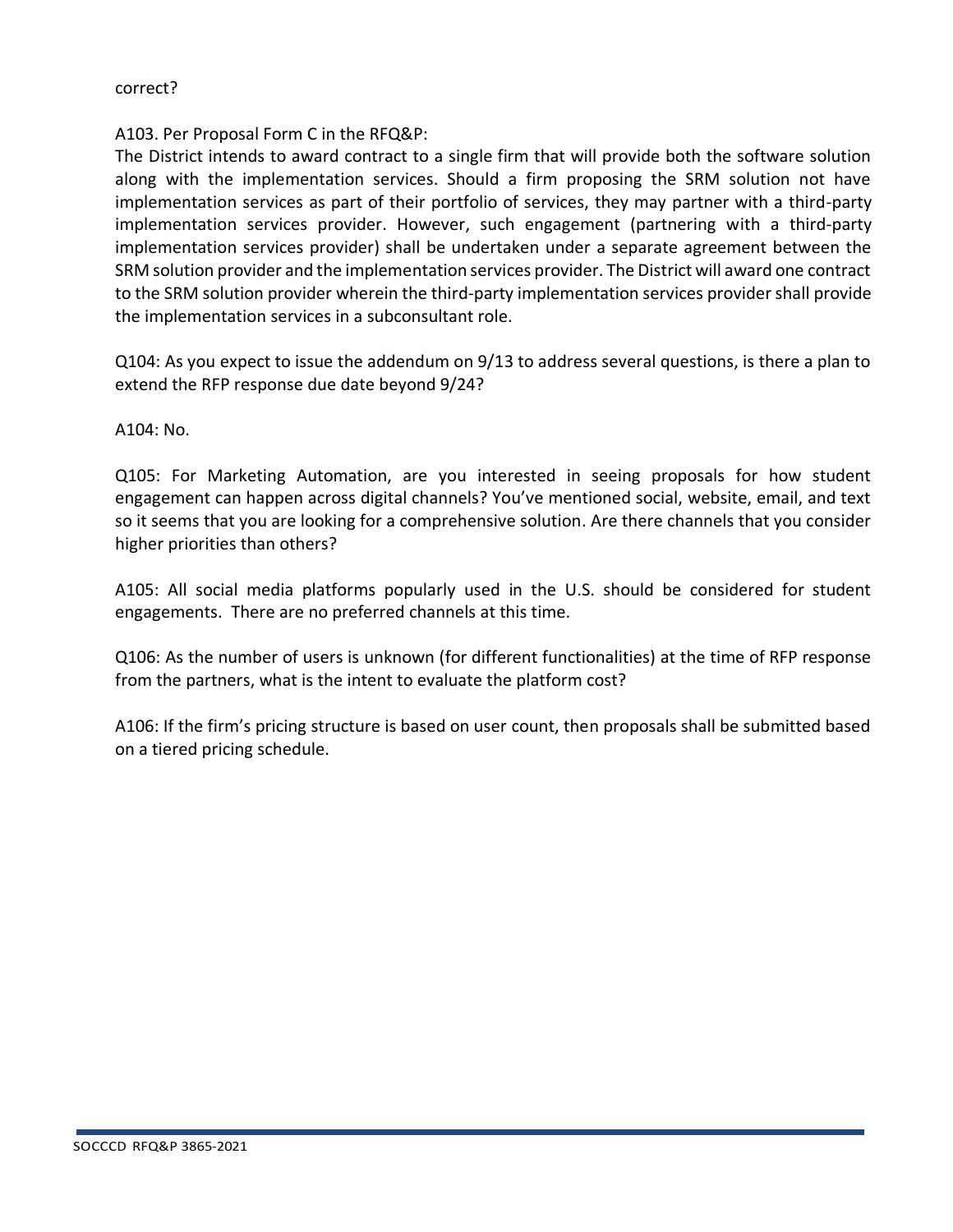correct?

A103. Per Proposal Form C in the RFQ&P:
The District intends to award contract to a single firm that will provide both the software solution along with the implementation services. Should a firm proposing the SRM solution not have implementation services as part of their portfolio of services, they may partner with a third-party implementation services provider. However, such engagement (partnering with a third-party implementation services provider) shall be undertaken under a separate agreement between the SRM solution provider and the implementation services provider. The District will award one contract to the SRM solution provider wherein the third-party implementation services provider shall provide the implementation services in a subconsultant role.

Q104: As you expect to issue the addendum on 9/13 to address several questions, is there a plan to extend the RFP response due date beyond 9/24?

A104: No.

Q105: For Marketing Automation, are you interested in seeing proposals for how student engagement can happen across digital channels? You've mentioned social, website, email, and text so it seems that you are looking for a comprehensive solution. Are there channels that you consider higher priorities than others?

A105: All social media platforms popularly used in the U.S. should be considered for student engagements. There are no preferred channels at this time.

Q106: As the number of users is unknown (for different functionalities) at the time of RFP response from the partners, what is the intent to evaluate the platform cost?

A106: If the firm's pricing structure is based on user count, then proposals shall be submitted based on a tiered pricing schedule.